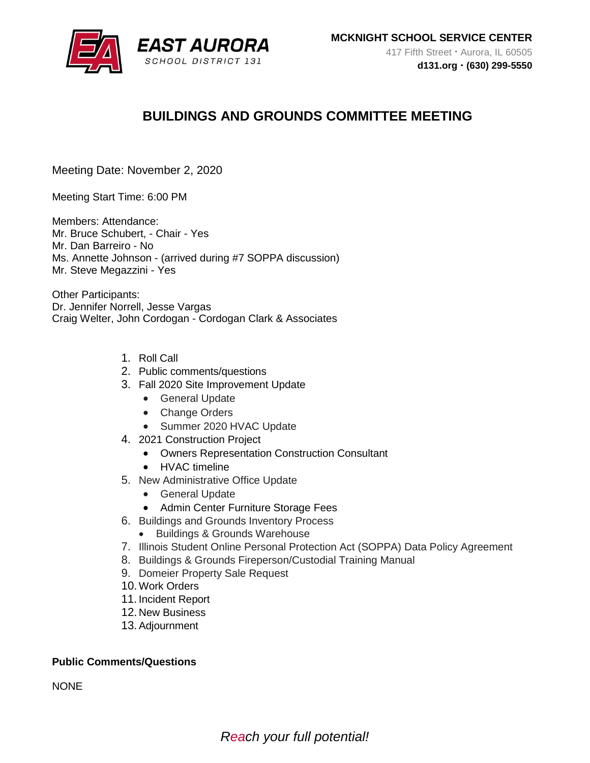EAST AURORA
SCHOOL DISTRICT 131

**MCKNIGHT SCHOOL SERVICE CENTER**
417 Fifth Street・Aurora, IL 60505
**d131.org・(630) 299-5550**

# BUILDINGS AND GROUNDS COMMITTEE MEETING

Meeting Date: November 2, 2020

Meeting Start Time: 6:00 PM

Members: Attendance:
Mr. Bruce Schubert, - Chair - Yes
Mr. Dan Barreiro - No
Ms. Annette Johnson - (arrived during #7 SOPPA discussion)
Mr. Steve Megazzini - Yes

Other Participants:
Dr. Jennifer Norrell, Jesse Vargas
Craig Welter, John Cordogan - Cordogan Clark & Associates

1. Roll Call
2. Public comments/questions
3. Fall 2020 Site Improvement Update
   - General Update
   - Change Orders
   - Summer 2020 HVAC Update
4. 2021 Construction Project
   - Owners Representation Construction Consultant
   - HVAC timeline
5. New Administrative Office Update
   - General Update
   - Admin Center Furniture Storage Fees
6. Buildings and Grounds Inventory Process
   - Buildings & Grounds Warehouse
7. Illinois Student Online Personal Protection Act (SOPPA) Data Policy Agreement
8. Buildings & Grounds Fireperson/Custodial Training Manual
9. Domeier Property Sale Request
10. Work Orders
11. Incident Report
12. New Business
13. Adjournment

**Public Comments/Questions**

NONE

*Reach your full potential!*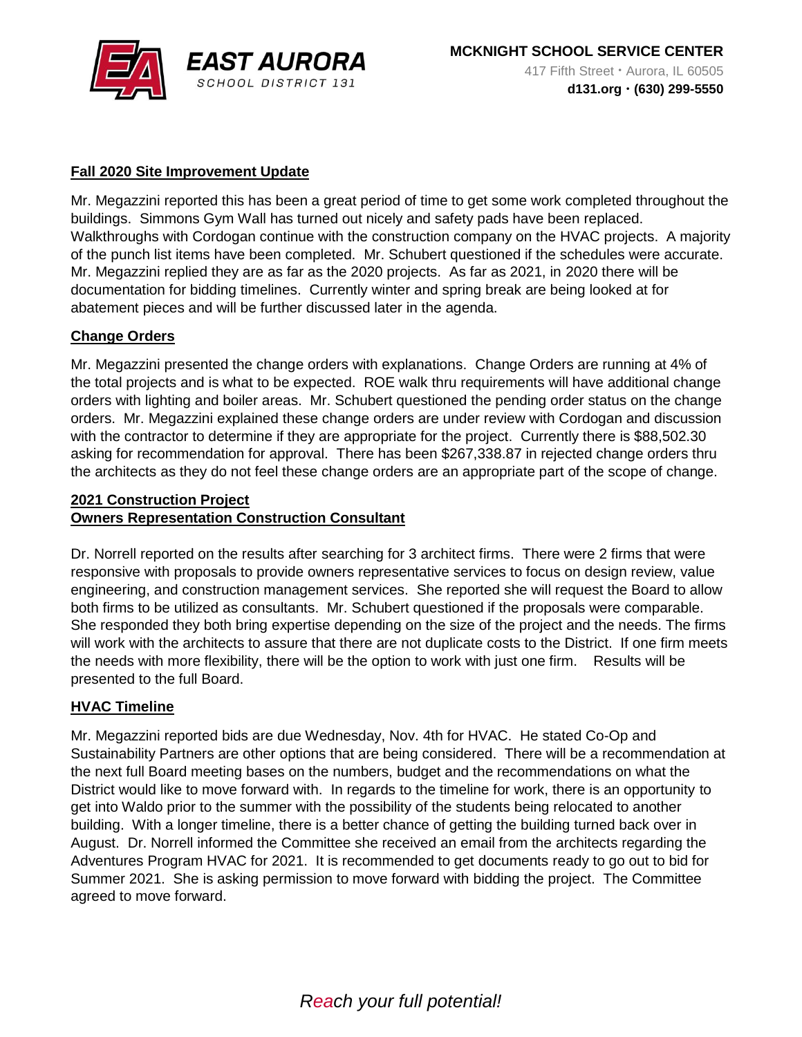**Fall 2020 Site Improvement Update**

Mr. Megazzini reported this has been a great period of time to get some work completed throughout the buildings. Simmons Gym Wall has turned out nicely and safety pads have been replaced. Walkthroughs with Cordogan continue with the construction company on the HVAC projects. A majority of the punch list items have been completed. Mr. Schubert questioned if the schedules were accurate. Mr. Megazzini replied they are as far as the 2020 projects. As far as 2021, in 2020 there will be documentation for bidding timelines. Currently winter and spring break are being looked at for abatement pieces and will be further discussed later in the agenda.

**Change Orders**

Mr. Megazzini presented the change orders with explanations. Change Orders are running at 4% of the total projects and is what to be expected. ROE walk thru requirements will have additional change orders with lighting and boiler areas. Mr. Schubert questioned the pending order status on the change orders. Mr. Megazzini explained these change orders are under review with Cordogan and discussion with the contractor to determine if they are appropriate for the project. Currently there is $88,502.30 asking for recommendation for approval. There has been $267,338.87 in rejected change orders thru the architects as they do not feel these change orders are an appropriate part of the scope of change.

**2021 Construction Project**
**Owners Representation Construction Consultant**

Dr. Norrell reported on the results after searching for 3 architect firms. There were 2 firms that were responsive with proposals to provide owners representative services to focus on design review, value engineering, and construction management services. She reported she will request the Board to allow both firms to be utilized as consultants. Mr. Schubert questioned if the proposals were comparable. She responded they both bring expertise depending on the size of the project and the needs. The firms will work with the architects to assure that there are not duplicate costs to the District. If one firm meets the needs with more flexibility, there will be the option to work with just one firm. Results will be presented to the full Board.

**HVAC Timeline**

Mr. Megazzini reported bids are due Wednesday, Nov. 4th for HVAC. He stated Co-Op and Sustainability Partners are other options that are being considered. There will be a recommendation at the next full Board meeting bases on the numbers, budget and the recommendations on what the District would like to move forward with. In regards to the timeline for work, there is an opportunity to get into Waldo prior to the summer with the possibility of the students being relocated to another building. With a longer timeline, there is a better chance of getting the building turned back over in August. Dr. Norrell informed the Committee she received an email from the architects regarding the Adventures Program HVAC for 2021. It is recommended to get documents ready to go out to bid for Summer 2021. She is asking permission to move forward with bidding the project. The Committee agreed to move forward.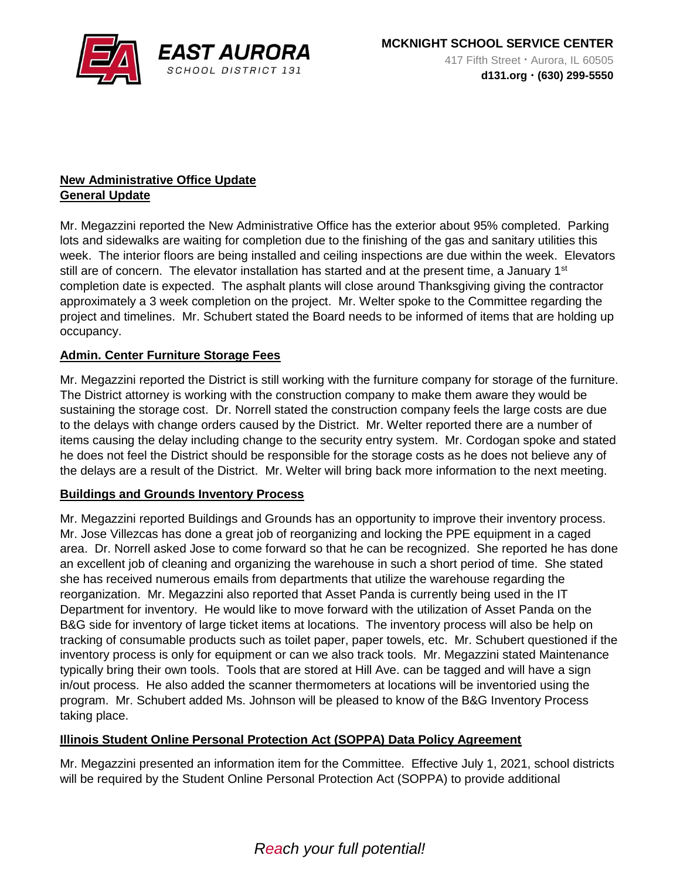**New Administrative Office Update**
**General Update**

Mr. Megazzini reported the New Administrative Office has the exterior about 95% completed. Parking lots and sidewalks are waiting for completion due to the finishing of the gas and sanitary utilities this week. The interior floors are being installed and ceiling inspections are due within the week. Elevators still are of concern. The elevator installation has started and at the present time, a January 1st completion date is expected. The asphalt plants will close around Thanksgiving giving the contractor approximately a 3 week completion on the project. Mr. Welter spoke to the Committee regarding the project and timelines. Mr. Schubert stated the Board needs to be informed of items that are holding up occupancy.

**Admin. Center Furniture Storage Fees**

Mr. Megazzini reported the District is still working with the furniture company for storage of the furniture. The District attorney is working with the construction company to make them aware they would be sustaining the storage cost. Dr. Norrell stated the construction company feels the large costs are due to the delays with change orders caused by the District. Mr. Welter reported there are a number of items causing the delay including change to the security entry system. Mr. Cordogan spoke and stated he does not feel the District should be responsible for the storage costs as he does not believe any of the delays are a result of the District. Mr. Welter will bring back more information to the next meeting.

**Buildings and Grounds Inventory Process**

Mr. Megazzini reported Buildings and Grounds has an opportunity to improve their inventory process. Mr. Jose Villezcas has done a great job of reorganizing and locking the PPE equipment in a caged area. Dr. Norrell asked Jose to come forward so that he can be recognized. She reported he has done an excellent job of cleaning and organizing the warehouse in such a short period of time. She stated she has received numerous emails from departments that utilize the warehouse regarding the reorganization. Mr. Megazzini also reported that Asset Panda is currently being used in the IT Department for inventory. He would like to move forward with the utilization of Asset Panda on the B&G side for inventory of large ticket items at locations. The inventory process will also be help on tracking of consumable products such as toilet paper, paper towels, etc. Mr. Schubert questioned if the inventory process is only for equipment or can we also track tools. Mr. Megazzini stated Maintenance typically bring their own tools. Tools that are stored at Hill Ave. can be tagged and will have a sign in/out process. He also added the scanner thermometers at locations will be inventoried using the program. Mr. Schubert added Ms. Johnson will be pleased to know of the B&G Inventory Process taking place.

**Illinois Student Online Personal Protection Act (SOPPA) Data Policy Agreement**

Mr. Megazzini presented an information item for the Committee. Effective July 1, 2021, school districts will be required by the Student Online Personal Protection Act (SOPPA) to provide additional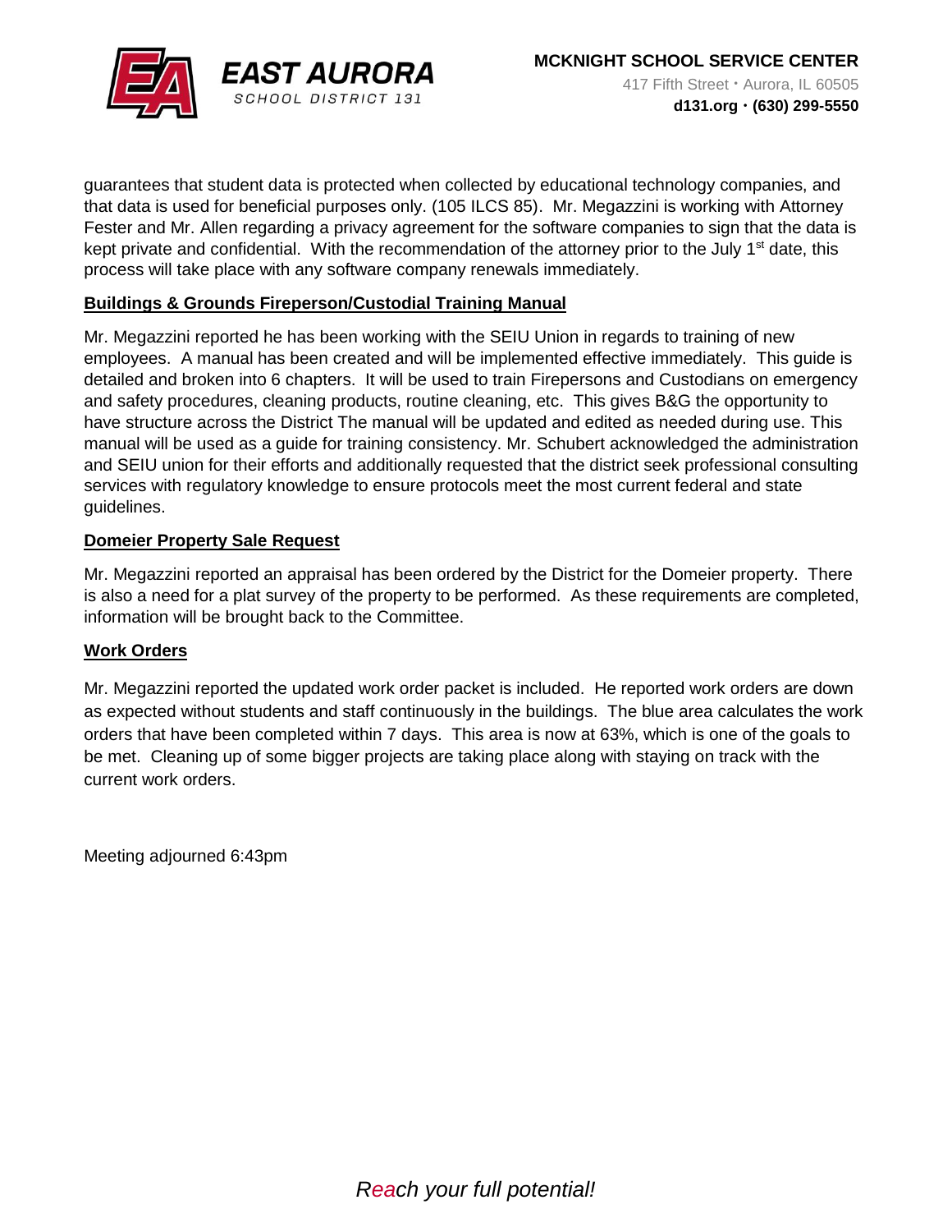guarantees that student data is protected when collected by educational technology companies, and that data is used for beneficial purposes only. (105 ILCS 85). Mr. Megazzini is working with Attorney Fester and Mr. Allen regarding a privacy agreement for the software companies to sign that the data is kept private and confidential. With the recommendation of the attorney prior to the July 1st date, this process will take place with any software company renewals immediately.

**Buildings & Grounds Fireperson/Custodial Training Manual**

Mr. Megazzini reported he has been working with the SEIU Union in regards to training of new employees. A manual has been created and will be implemented effective immediately. This guide is detailed and broken into 6 chapters. It will be used to train Firepersons and Custodians on emergency and safety procedures, cleaning products, routine cleaning, etc. This gives B&G the opportunity to have structure across the District The manual will be updated and edited as needed during use. This manual will be used as a guide for training consistency. Mr. Schubert acknowledged the administration and SEIU union for their efforts and additionally requested that the district seek professional consulting services with regulatory knowledge to ensure protocols meet the most current federal and state guidelines.

**Domeier Property Sale Request**

Mr. Megazzini reported an appraisal has been ordered by the District for the Domeier property. There is also a need for a plat survey of the property to be performed. As these requirements are completed, information will be brought back to the Committee.

**Work Orders**

Mr. Megazzini reported the updated work order packet is included. He reported work orders are down as expected without students and staff continuously in the buildings. The blue area calculates the work orders that have been completed within 7 days. This area is now at 63%, which is one of the goals to be met. Cleaning up of some bigger projects are taking place along with staying on track with the current work orders.

Meeting adjourned 6:43pm